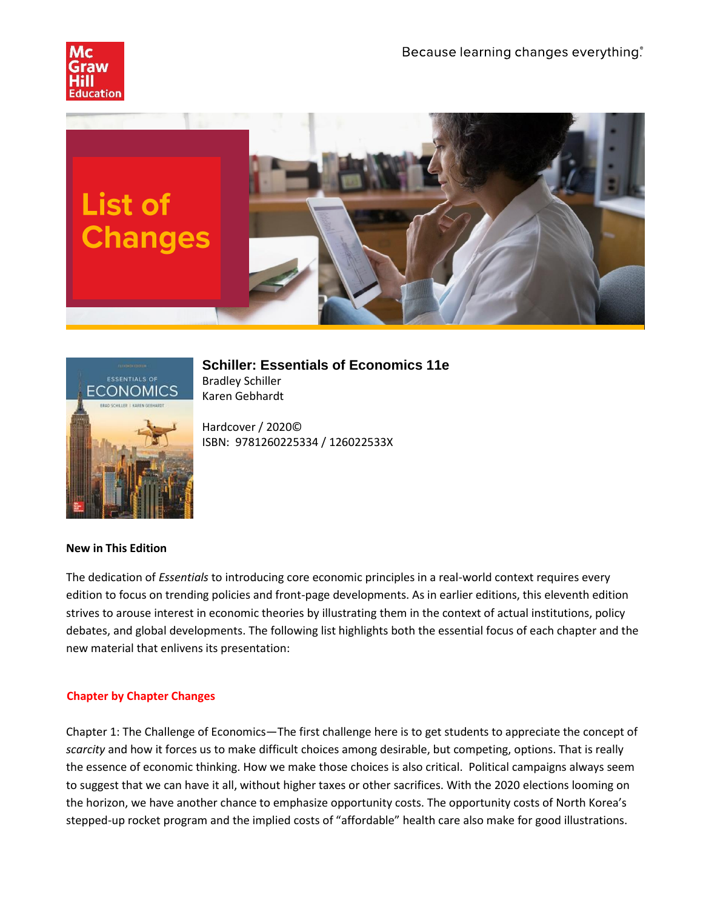Because learning changes everything.®

# List of Changes

## Schiller: Essentials of Economics 11e

Bradley Schiller
Karen Gebhardt

Hardcover / 2020©
ISBN: 9781260225334 / 126022533X

**New in This Edition**

The dedication of *Essentials* to introducing core economic principles in a real-world context requires every edition to focus on trending policies and front-page developments. As in earlier editions, this eleventh edition strives to arouse interest in economic theories by illustrating them in the context of actual institutions, policy debates, and global developments. The following list highlights both the essential focus of each chapter and the new material that enlivens its presentation:

**Chapter by Chapter Changes**

Chapter 1: The Challenge of Economics—The first challenge here is to get students to appreciate the concept of *scarcity* and how it forces us to make difficult choices among desirable, but competing, options. That is really the essence of economic thinking. How we make those choices is also critical. Political campaigns always seem to suggest that we can have it all, without higher taxes or other sacrifices. With the 2020 elections looming on the horizon, we have another chance to emphasize opportunity costs. The opportunity costs of North Korea's stepped-up rocket program and the implied costs of "affordable" health care also make for good illustrations.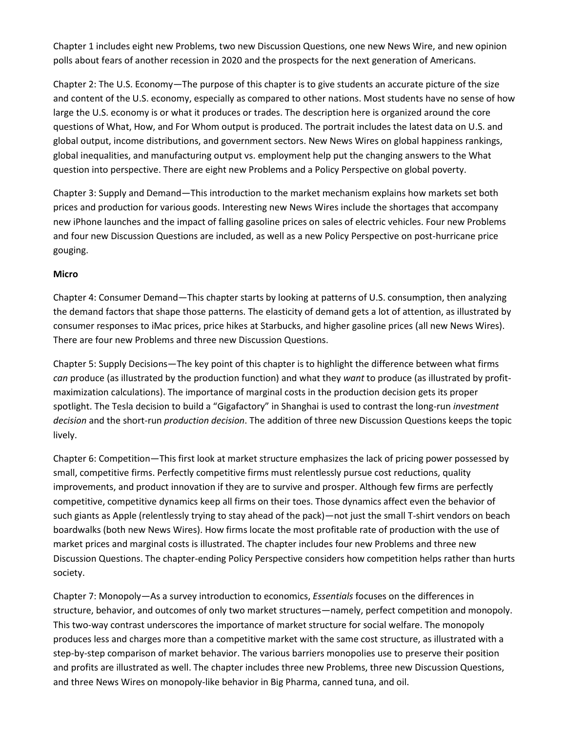Chapter 1 includes eight new Problems, two new Discussion Questions, one new News Wire, and new opinion polls about fears of another recession in 2020 and the prospects for the next generation of Americans.

Chapter 2: The U.S. Economy—The purpose of this chapter is to give students an accurate picture of the size and content of the U.S. economy, especially as compared to other nations. Most students have no sense of how large the U.S. economy is or what it produces or trades. The description here is organized around the core questions of What, How, and For Whom output is produced. The portrait includes the latest data on U.S. and global output, income distributions, and government sectors. New News Wires on global happiness rankings, global inequalities, and manufacturing output vs. employment help put the changing answers to the What question into perspective. There are eight new Problems and a Policy Perspective on global poverty.

Chapter 3: Supply and Demand—This introduction to the market mechanism explains how markets set both prices and production for various goods. Interesting new News Wires include the shortages that accompany new iPhone launches and the impact of falling gasoline prices on sales of electric vehicles. Four new Problems and four new Discussion Questions are included, as well as a new Policy Perspective on post-hurricane price gouging.

**Micro**

Chapter 4: Consumer Demand—This chapter starts by looking at patterns of U.S. consumption, then analyzing the demand factors that shape those patterns. The elasticity of demand gets a lot of attention, as illustrated by consumer responses to iMac prices, price hikes at Starbucks, and higher gasoline prices (all new News Wires). There are four new Problems and three new Discussion Questions.

Chapter 5: Supply Decisions—The key point of this chapter is to highlight the difference between what firms *can* produce (as illustrated by the production function) and what they *want* to produce (as illustrated by profit-maximization calculations). The importance of marginal costs in the production decision gets its proper spotlight. The Tesla decision to build a "Gigafactory" in Shanghai is used to contrast the long-run *investment decision* and the short-run *production decision*. The addition of three new Discussion Questions keeps the topic lively.

Chapter 6: Competition—This first look at market structure emphasizes the lack of pricing power possessed by small, competitive firms. Perfectly competitive firms must relentlessly pursue cost reductions, quality improvements, and product innovation if they are to survive and prosper. Although few firms are perfectly competitive, competitive dynamics keep all firms on their toes. Those dynamics affect even the behavior of such giants as Apple (relentlessly trying to stay ahead of the pack)—not just the small T-shirt vendors on beach boardwalks (both new News Wires). How firms locate the most profitable rate of production with the use of market prices and marginal costs is illustrated. The chapter includes four new Problems and three new Discussion Questions. The chapter-ending Policy Perspective considers how competition helps rather than hurts society.

Chapter 7: Monopoly—As a survey introduction to economics, *Essentials* focuses on the differences in structure, behavior, and outcomes of only two market structures—namely, perfect competition and monopoly. This two-way contrast underscores the importance of market structure for social welfare. The monopoly produces less and charges more than a competitive market with the same cost structure, as illustrated with a step-by-step comparison of market behavior. The various barriers monopolies use to preserve their position and profits are illustrated as well. The chapter includes three new Problems, three new Discussion Questions, and three News Wires on monopoly-like behavior in Big Pharma, canned tuna, and oil.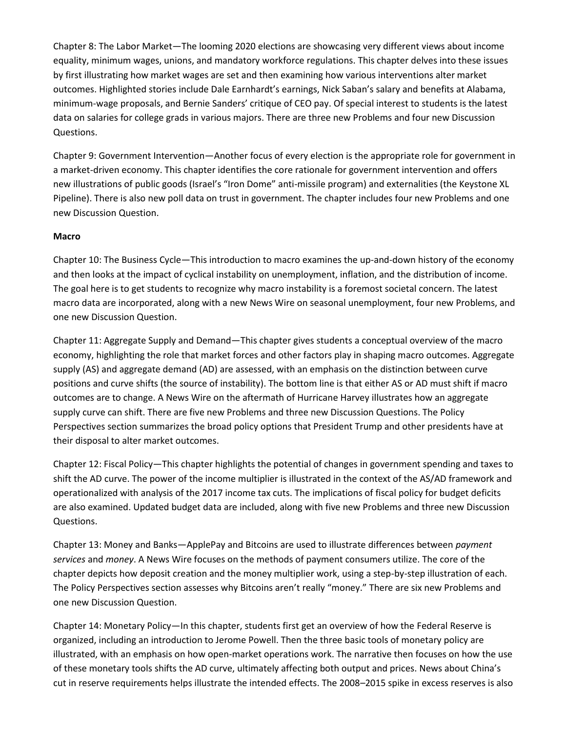Chapter 8: The Labor Market—The looming 2020 elections are showcasing very different views about income equality, minimum wages, unions, and mandatory workforce regulations. This chapter delves into these issues by first illustrating how market wages are set and then examining how various interventions alter market outcomes. Highlighted stories include Dale Earnhardt's earnings, Nick Saban's salary and benefits at Alabama, minimum-wage proposals, and Bernie Sanders' critique of CEO pay. Of special interest to students is the latest data on salaries for college grads in various majors. There are three new Problems and four new Discussion Questions.

Chapter 9: Government Intervention—Another focus of every election is the appropriate role for government in a market-driven economy. This chapter identifies the core rationale for government intervention and offers new illustrations of public goods (Israel's "Iron Dome" anti-missile program) and externalities (the Keystone XL Pipeline). There is also new poll data on trust in government. The chapter includes four new Problems and one new Discussion Question.

**Macro**

Chapter 10: The Business Cycle—This introduction to macro examines the up-and-down history of the economy and then looks at the impact of cyclical instability on unemployment, inflation, and the distribution of income. The goal here is to get students to recognize why macro instability is a foremost societal concern. The latest macro data are incorporated, along with a new News Wire on seasonal unemployment, four new Problems, and one new Discussion Question.

Chapter 11: Aggregate Supply and Demand—This chapter gives students a conceptual overview of the macro economy, highlighting the role that market forces and other factors play in shaping macro outcomes. Aggregate supply (AS) and aggregate demand (AD) are assessed, with an emphasis on the distinction between curve positions and curve shifts (the source of instability). The bottom line is that either AS or AD must shift if macro outcomes are to change. A News Wire on the aftermath of Hurricane Harvey illustrates how an aggregate supply curve can shift. There are five new Problems and three new Discussion Questions. The Policy Perspectives section summarizes the broad policy options that President Trump and other presidents have at their disposal to alter market outcomes.

Chapter 12: Fiscal Policy—This chapter highlights the potential of changes in government spending and taxes to shift the AD curve. The power of the income multiplier is illustrated in the context of the AS/AD framework and operationalized with analysis of the 2017 income tax cuts. The implications of fiscal policy for budget deficits are also examined. Updated budget data are included, along with five new Problems and three new Discussion Questions.

Chapter 13: Money and Banks—ApplePay and Bitcoins are used to illustrate differences between *payment services* and *money*. A News Wire focuses on the methods of payment consumers utilize. The core of the chapter depicts how deposit creation and the money multiplier work, using a step-by-step illustration of each. The Policy Perspectives section assesses why Bitcoins aren't really "money." There are six new Problems and one new Discussion Question.

Chapter 14: Monetary Policy—In this chapter, students first get an overview of how the Federal Reserve is organized, including an introduction to Jerome Powell. Then the three basic tools of monetary policy are illustrated, with an emphasis on how open-market operations work. The narrative then focuses on how the use of these monetary tools shifts the AD curve, ultimately affecting both output and prices. News about China's cut in reserve requirements helps illustrate the intended effects. The 2008–2015 spike in excess reserves is also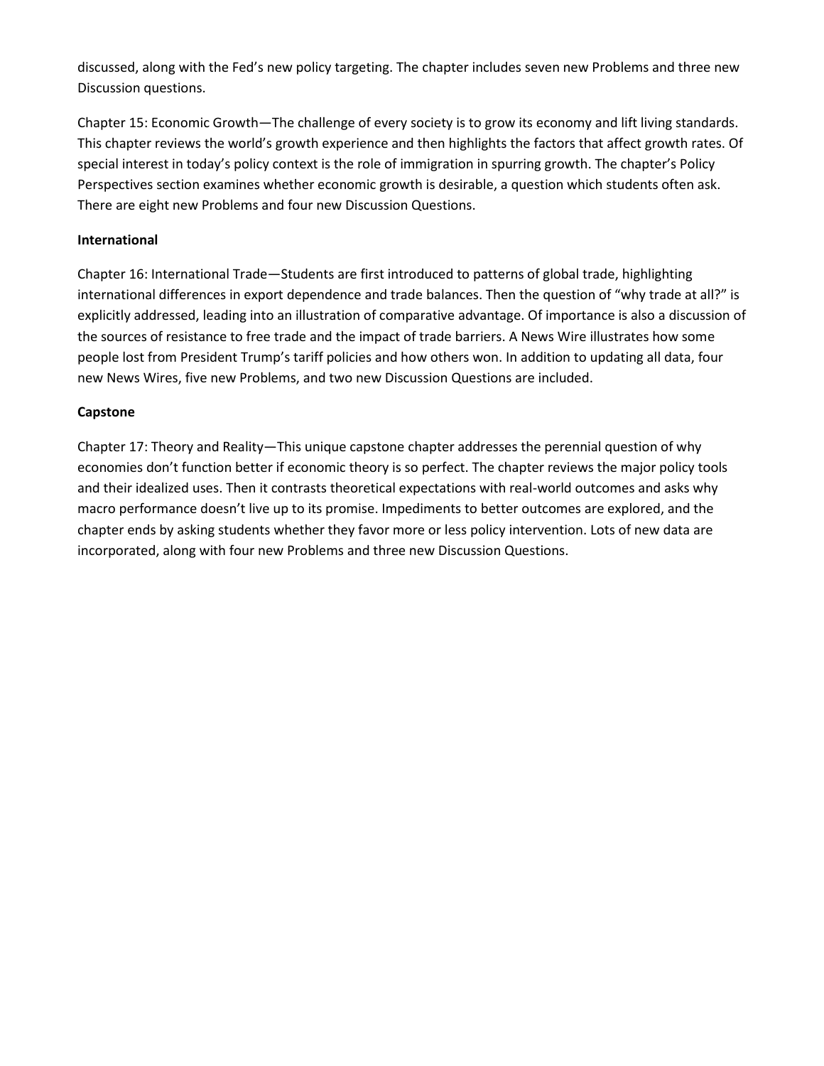discussed, along with the Fed's new policy targeting. The chapter includes seven new Problems and three new Discussion questions.

Chapter 15: Economic Growth—The challenge of every society is to grow its economy and lift living standards. This chapter reviews the world's growth experience and then highlights the factors that affect growth rates. Of special interest in today's policy context is the role of immigration in spurring growth. The chapter's Policy Perspectives section examines whether economic growth is desirable, a question which students often ask. There are eight new Problems and four new Discussion Questions.

**International**

Chapter 16: International Trade—Students are first introduced to patterns of global trade, highlighting international differences in export dependence and trade balances. Then the question of "why trade at all?" is explicitly addressed, leading into an illustration of comparative advantage. Of importance is also a discussion of the sources of resistance to free trade and the impact of trade barriers. A News Wire illustrates how some people lost from President Trump's tariff policies and how others won. In addition to updating all data, four new News Wires, five new Problems, and two new Discussion Questions are included.

**Capstone**

Chapter 17: Theory and Reality—This unique capstone chapter addresses the perennial question of why economies don't function better if economic theory is so perfect. The chapter reviews the major policy tools and their idealized uses. Then it contrasts theoretical expectations with real-world outcomes and asks why macro performance doesn't live up to its promise. Impediments to better outcomes are explored, and the chapter ends by asking students whether they favor more or less policy intervention. Lots of new data are incorporated, along with four new Problems and three new Discussion Questions.